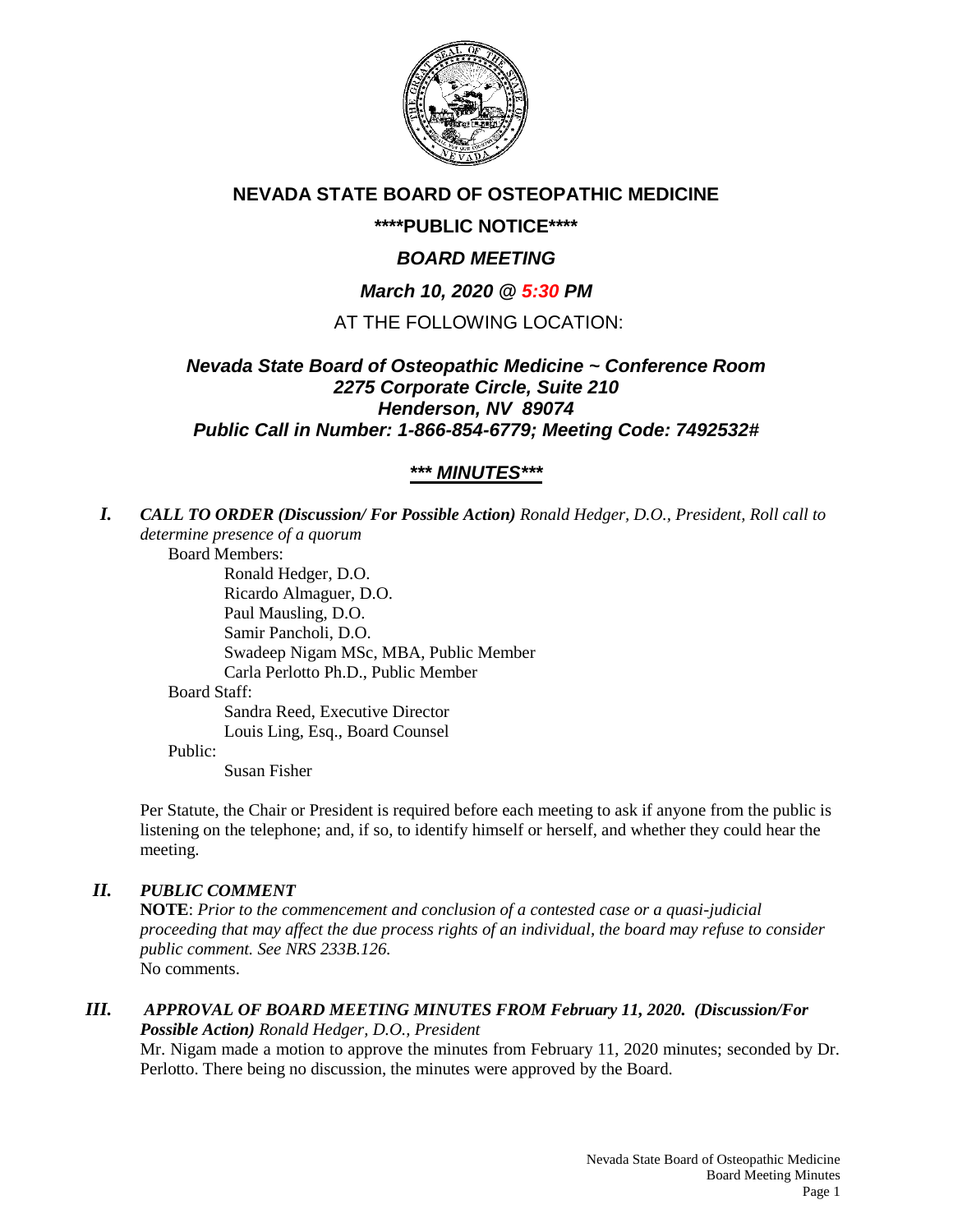# NEVADA STATE BOARD OF OSTEOPATHIC MEDICINE

## \*\*\*\*PUBLIC NOTICE\*\*\*\*

## *BOARD MEETING*

## *March 10, 2020 @ 5:30 PM*

AT THE FOLLOWING LOCATION:

***Nevada State Board of Osteopathic Medicine ~ Conference Room***
***2275 Corporate Circle, Suite 210***
***Henderson, NV 89074***
***Public Call in Number: 1-866-854-6779; Meeting Code: 7492532#***

## ***\*\*\* MINUTES\*\*\****

***I. CALL TO ORDER (Discussion/ For Possible Action)*** *Ronald Hedger, D.O., President, Roll call to determine presence of a quorum*

Board Members:

- Ronald Hedger, D.O.
- Ricardo Almaguer, D.O.
- Paul Mausling, D.O.
- Samir Pancholi, D.O.
- Swadeep Nigam MSc, MBA, Public Member
- Carla Perlotto Ph.D., Public Member

Board Staff:

- Sandra Reed, Executive Director
- Louis Ling, Esq., Board Counsel

Public:

- Susan Fisher

Per Statute, the Chair or President is required before each meeting to ask if anyone from the public is listening on the telephone; and, if so, to identify himself or herself, and whether they could hear the meeting.

***II. PUBLIC COMMENT***

**NOTE**: *Prior to the commencement and conclusion of a contested case or a quasi-judicial proceeding that may affect the due process rights of an individual, the board may refuse to consider public comment. See NRS 233B.126.*

No comments.

***III. APPROVAL OF BOARD MEETING MINUTES FROM February 11, 2020. (Discussion/For Possible Action)*** *Ronald Hedger, D.O., President*

Mr. Nigam made a motion to approve the minutes from February 11, 2020 minutes; seconded by Dr. Perlotto. There being no discussion, the minutes were approved by the Board.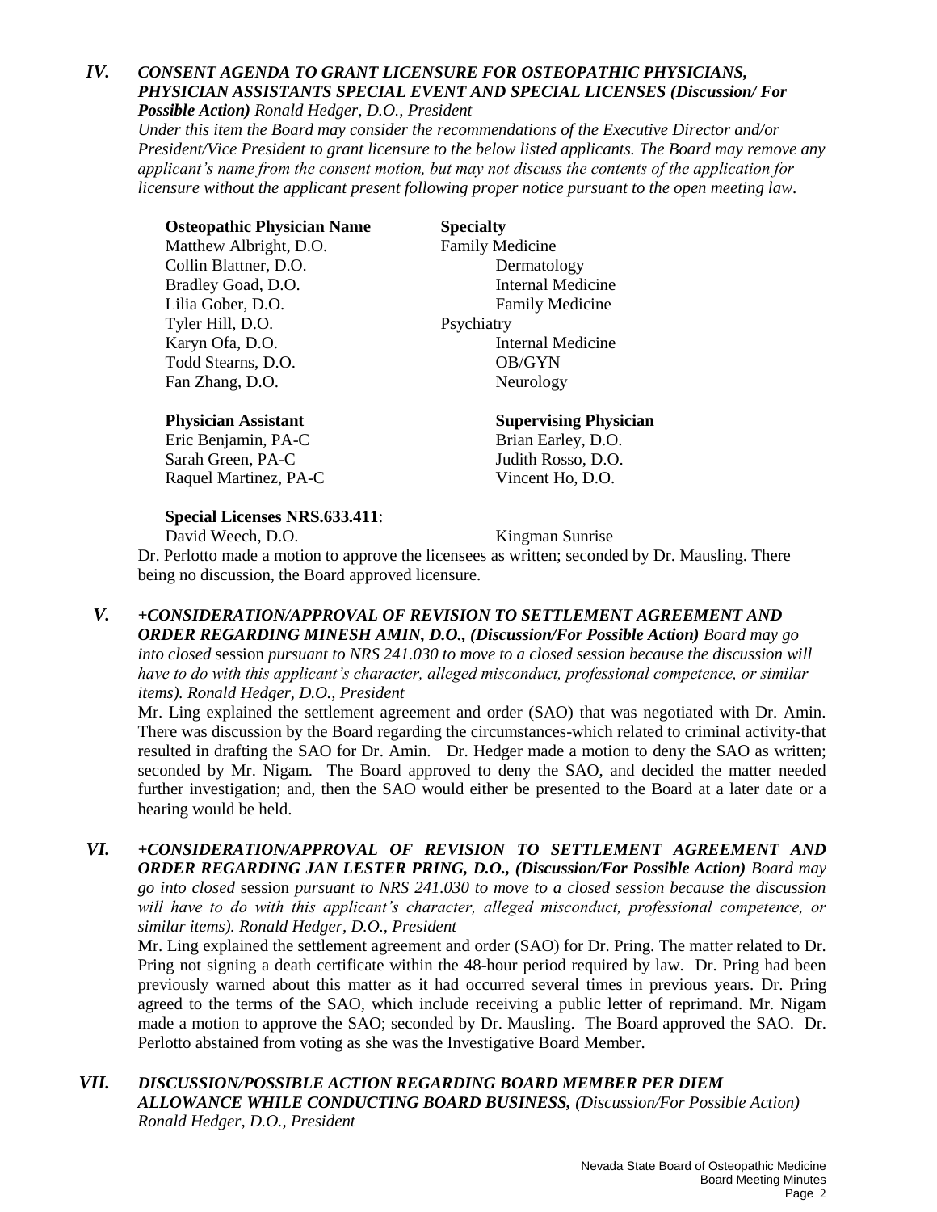## IV. *CONSENT AGENDA TO GRANT LICENSURE FOR OSTEOPATHIC PHYSICIANS, PHYSICIAN ASSISTANTS SPECIAL EVENT AND SPECIAL LICENSES (Discussion/ For Possible Action) Ronald Hedger, D.O., President*

*Under this item the Board may consider the recommendations of the Executive Director and/or President/Vice President to grant licensure to the below listed applicants. The Board may remove any applicant's name from the consent motion, but may not discuss the contents of the application for licensure without the applicant present following proper notice pursuant to the open meeting law.*

| **Osteopathic Physician Name** | **Specialty** |
|---|---|
| Matthew Albright, D.O. | Family Medicine |
| Collin Blattner, D.O. | Dermatology |
| Bradley Goad, D.O. | Internal Medicine |
| Lilia Gober, D.O. | Family Medicine |
| Tyler Hill, D.O. | Psychiatry |
| Karyn Ofa, D.O. | Internal Medicine |
| Todd Stearns, D.O. | OB/GYN |
| Fan Zhang, D.O. | Neurology |

| **Physician Assistant** | **Supervising Physician** |
|---|---|
| Eric Benjamin, PA-C | Brian Earley, D.O. |
| Sarah Green, PA-C | Judith Rosso, D.O. |
| Raquel Martinez, PA-C | Vincent Ho, D.O. |

**Special Licenses NRS.633.411**:

David Weech, D.O. — Kingman Sunrise

Dr. Perlotto made a motion to approve the licensees as written; seconded by Dr. Mausling. There being no discussion, the Board approved licensure.

## V. *+CONSIDERATION/APPROVAL OF REVISION TO SETTLEMENT AGREEMENT AND ORDER REGARDING MINESH AMIN, D.O., (Discussion/For Possible Action) Board may go into closed session pursuant to NRS 241.030 to move to a closed session because the discussion will have to do with this applicant's character, alleged misconduct, professional competence, or similar items). Ronald Hedger, D.O., President*

Mr. Ling explained the settlement agreement and order (SAO) that was negotiated with Dr. Amin. There was discussion by the Board regarding the circumstances-which related to criminal activity-that resulted in drafting the SAO for Dr. Amin. Dr. Hedger made a motion to deny the SAO as written; seconded by Mr. Nigam. The Board approved to deny the SAO, and decided the matter needed further investigation; and, then the SAO would either be presented to the Board at a later date or a hearing would be held.

## VI. *+CONSIDERATION/APPROVAL OF REVISION TO SETTLEMENT AGREEMENT AND ORDER REGARDING JAN LESTER PRING, D.O., (Discussion/For Possible Action) Board may go into closed session pursuant to NRS 241.030 to move to a closed session because the discussion will have to do with this applicant's character, alleged misconduct, professional competence, or similar items). Ronald Hedger, D.O., President*

Mr. Ling explained the settlement agreement and order (SAO) for Dr. Pring. The matter related to Dr. Pring not signing a death certificate within the 48-hour period required by law. Dr. Pring had been previously warned about this matter as it had occurred several times in previous years. Dr. Pring agreed to the terms of the SAO, which include receiving a public letter of reprimand. Mr. Nigam made a motion to approve the SAO; seconded by Dr. Mausling. The Board approved the SAO. Dr. Perlotto abstained from voting as she was the Investigative Board Member.

## VII. *DISCUSSION/POSSIBLE ACTION REGARDING BOARD MEMBER PER DIEM ALLOWANCE WHILE CONDUCTING BOARD BUSINESS, (Discussion/For Possible Action) Ronald Hedger, D.O., President*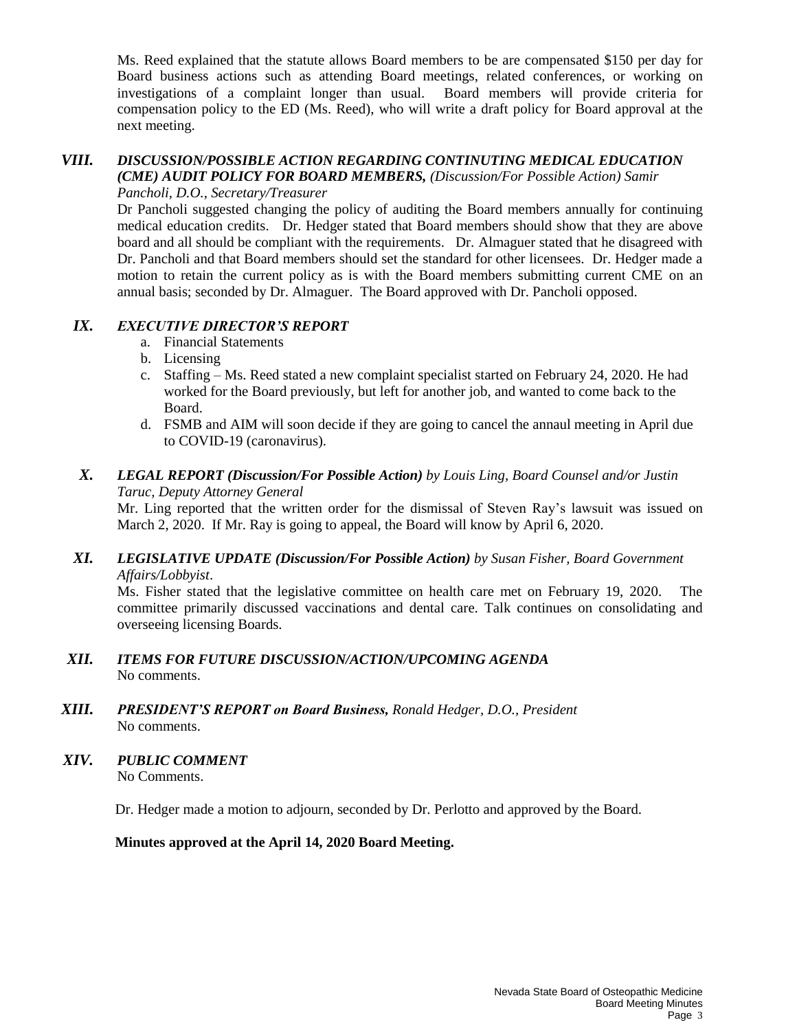Ms. Reed explained that the statute allows Board members to be are compensated $150 per day for Board business actions such as attending Board meetings, related conferences, or working on investigations of a complaint longer than usual. Board members will provide criteria for compensation policy to the ED (Ms. Reed), who will write a draft policy for Board approval at the next meeting.

### VIII. *DISCUSSION/POSSIBLE ACTION REGARDING CONTINUTING MEDICAL EDUCATION (CME) AUDIT POLICY FOR BOARD MEMBERS, (Discussion/For Possible Action) Samir Pancholi, D.O., Secretary/Treasurer*

Dr Pancholi suggested changing the policy of auditing the Board members annually for continuing medical education credits. Dr. Hedger stated that Board members should show that they are above board and all should be compliant with the requirements. Dr. Almaguer stated that he disagreed with Dr. Pancholi and that Board members should set the standard for other licensees. Dr. Hedger made a motion to retain the current policy as is with the Board members submitting current CME on an annual basis; seconded by Dr. Almaguer. The Board approved with Dr. Pancholi opposed.

### IX. *EXECUTIVE DIRECTOR'S REPORT*

a. Financial Statements
b. Licensing
c. Staffing – Ms. Reed stated a new complaint specialist started on February 24, 2020. He had worked for the Board previously, but left for another job, and wanted to come back to the Board.
d. FSMB and AIM will soon decide if they are going to cancel the annaul meeting in April due to COVID-19 (caronavirus).

### X. *LEGAL REPORT (Discussion/For Possible Action) by Louis Ling, Board Counsel and/or Justin Taruc, Deputy Attorney General*

Mr. Ling reported that the written order for the dismissal of Steven Ray's lawsuit was issued on March 2, 2020. If Mr. Ray is going to appeal, the Board will know by April 6, 2020.

### XI. *LEGISLATIVE UPDATE (Discussion/For Possible Action) by Susan Fisher, Board Government Affairs/Lobbyist*.

Ms. Fisher stated that the legislative committee on health care met on February 19, 2020. The committee primarily discussed vaccinations and dental care. Talk continues on consolidating and overseeing licensing Boards.

### XII. *ITEMS FOR FUTURE DISCUSSION/ACTION/UPCOMING AGENDA*

No comments.

### XIII. *PRESIDENT'S REPORT on Board Business, Ronald Hedger, D.O., President*

No comments.

### XIV. *PUBLIC COMMENT*

No Comments.

Dr. Hedger made a motion to adjourn, seconded by Dr. Perlotto and approved by the Board.

**Minutes approved at the April 14, 2020 Board Meeting.**